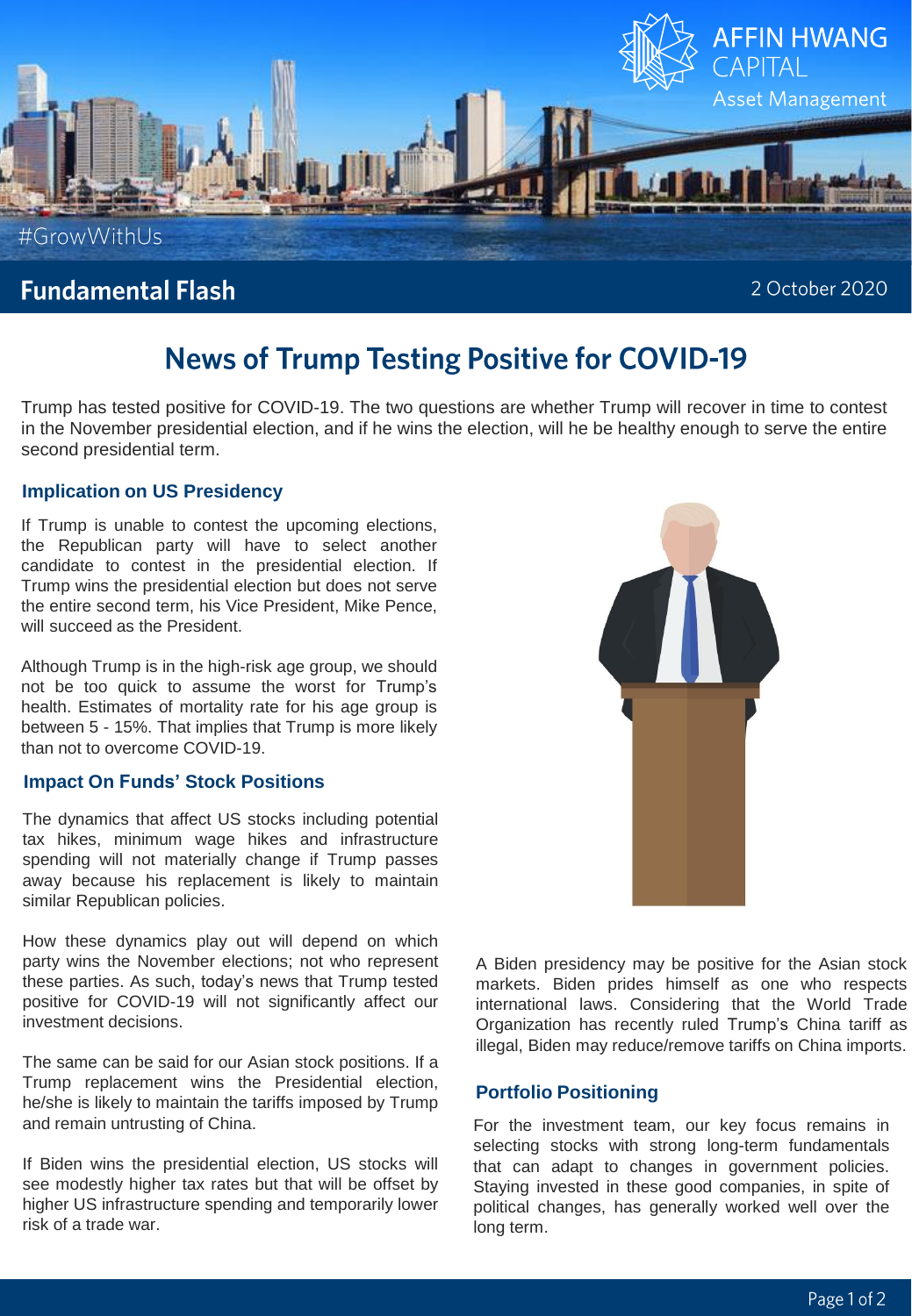Fundamental Flash

2 October 2020

# News of Trump Testing Positive for COVID-19

Trump has tested positive for COVID-19. The two questions are whether Trump will recover in time to contest in the November presidential election, and if he wins the election, will he be healthy enough to serve the entire second presidential term.

## Implication on US Presidency

If Trump is unable to contest the upcoming elections, the Republican party will have to select another candidate to contest in the presidential election. If Trump wins the presidential election but does not serve the entire second term, his Vice President, Mike Pence, will succeed as the President.

Although Trump is in the high-risk age group, we should not be too quick to assume the worst for Trump's health. Estimates of mortality rate for his age group is between 5 - 15%. That implies that Trump is more likely than not to overcome COVID-19.

## Impact On Funds' Stock Positions

The dynamics that affect US stocks including potential tax hikes, minimum wage hikes and infrastructure spending will not materially change if Trump passes away because his replacement is likely to maintain similar Republican policies.

How these dynamics play out will depend on which party wins the November elections; not who represent these parties. As such, today's news that Trump tested positive for COVID-19 will not significantly affect our investment decisions.

The same can be said for our Asian stock positions. If a Trump replacement wins the Presidential election, he/she is likely to maintain the tariffs imposed by Trump and remain untrusting of China.

If Biden wins the presidential election, US stocks will see modestly higher tax rates but that will be offset by higher US infrastructure spending and temporarily lower risk of a trade war.

A Biden presidency may be positive for the Asian stock markets. Biden prides himself as one who respects international laws. Considering that the World Trade Organization has recently ruled Trump's China tariff as illegal, Biden may reduce/remove tariffs on China imports.

## Portfolio Positioning

For the investment team, our key focus remains in selecting stocks with strong long-term fundamentals that can adapt to changes in government policies. Staying invested in these good companies, in spite of political changes, has generally worked well over the long term.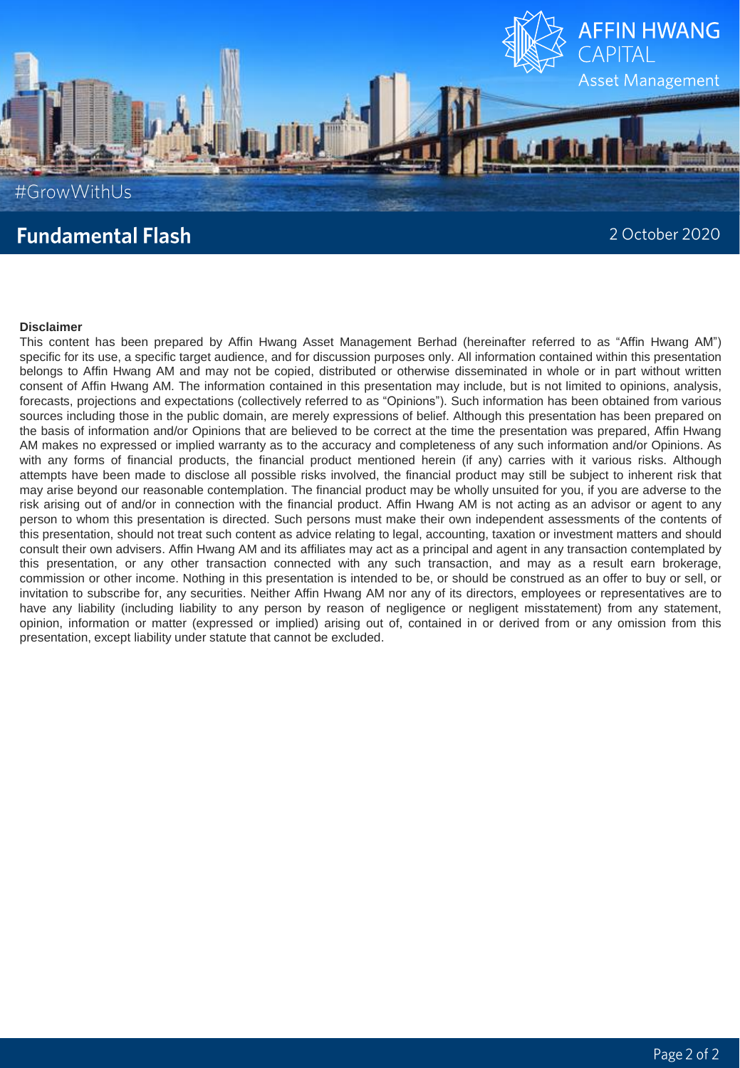**Disclaimer**

This content has been prepared by Affin Hwang Asset Management Berhad (hereinafter referred to as "Affin Hwang AM") specific for its use, a specific target audience, and for discussion purposes only. All information contained within this presentation belongs to Affin Hwang AM and may not be copied, distributed or otherwise disseminated in whole or in part without written consent of Affin Hwang AM. The information contained in this presentation may include, but is not limited to opinions, analysis, forecasts, projections and expectations (collectively referred to as "Opinions"). Such information has been obtained from various sources including those in the public domain, are merely expressions of belief. Although this presentation has been prepared on the basis of information and/or Opinions that are believed to be correct at the time the presentation was prepared, Affin Hwang AM makes no expressed or implied warranty as to the accuracy and completeness of any such information and/or Opinions. As with any forms of financial products, the financial product mentioned herein (if any) carries with it various risks. Although attempts have been made to disclose all possible risks involved, the financial product may still be subject to inherent risk that may arise beyond our reasonable contemplation. The financial product may be wholly unsuited for you, if you are adverse to the risk arising out of and/or in connection with the financial product. Affin Hwang AM is not acting as an advisor or agent to any person to whom this presentation is directed. Such persons must make their own independent assessments of the contents of this presentation, should not treat such content as advice relating to legal, accounting, taxation or investment matters and should consult their own advisers. Affin Hwang AM and its affiliates may act as a principal and agent in any transaction contemplated by this presentation, or any other transaction connected with any such transaction, and may as a result earn brokerage, commission or other income. Nothing in this presentation is intended to be, or should be construed as an offer to buy or sell, or invitation to subscribe for, any securities. Neither Affin Hwang AM nor any of its directors, employees or representatives are to have any liability (including liability to any person by reason of negligence or negligent misstatement) from any statement, opinion, information or matter (expressed or implied) arising out of, contained in or derived from or any omission from this presentation, except liability under statute that cannot be excluded.